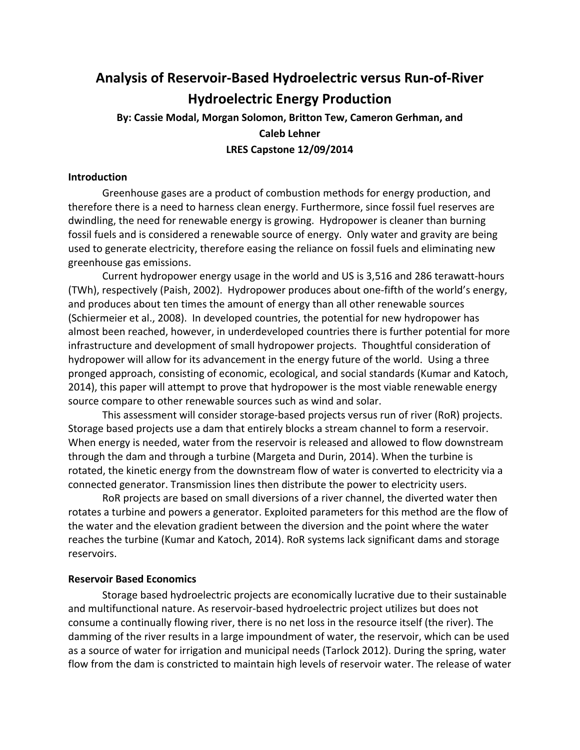# Analysis of Reservoir-Based Hydroelectric versus Run-of-River Hydroelectric Energy Production

**By: Cassie Modal, Morgan Solomon, Britton Tew, Cameron Gerhman, and Caleb Lehner**

**LRES Capstone 12/09/2014**

## Introduction

Greenhouse gases are a product of combustion methods for energy production, and therefore there is a need to harness clean energy. Furthermore, since fossil fuel reserves are dwindling, the need for renewable energy is growing. Hydropower is cleaner than burning fossil fuels and is considered a renewable source of energy. Only water and gravity are being used to generate electricity, therefore easing the reliance on fossil fuels and eliminating new greenhouse gas emissions.

Current hydropower energy usage in the world and US is 3,516 and 286 terawatt-hours (TWh), respectively (Paish, 2002). Hydropower produces about one-fifth of the world's energy, and produces about ten times the amount of energy than all other renewable sources (Schiermeier et al., 2008). In developed countries, the potential for new hydropower has almost been reached, however, in underdeveloped countries there is further potential for more infrastructure and development of small hydropower projects. Thoughtful consideration of hydropower will allow for its advancement in the energy future of the world. Using a three pronged approach, consisting of economic, ecological, and social standards (Kumar and Katoch, 2014), this paper will attempt to prove that hydropower is the most viable renewable energy source compare to other renewable sources such as wind and solar.

This assessment will consider storage-based projects versus run of river (RoR) projects. Storage based projects use a dam that entirely blocks a stream channel to form a reservoir. When energy is needed, water from the reservoir is released and allowed to flow downstream through the dam and through a turbine (Margeta and Durin, 2014). When the turbine is rotated, the kinetic energy from the downstream flow of water is converted to electricity via a connected generator. Transmission lines then distribute the power to electricity users.

RoR projects are based on small diversions of a river channel, the diverted water then rotates a turbine and powers a generator. Exploited parameters for this method are the flow of the water and the elevation gradient between the diversion and the point where the water reaches the turbine (Kumar and Katoch, 2014). RoR systems lack significant dams and storage reservoirs.

## Reservoir Based Economics

Storage based hydroelectric projects are economically lucrative due to their sustainable and multifunctional nature. As reservoir-based hydroelectric project utilizes but does not consume a continually flowing river, there is no net loss in the resource itself (the river). The damming of the river results in a large impoundment of water, the reservoir, which can be used as a source of water for irrigation and municipal needs (Tarlock 2012). During the spring, water flow from the dam is constricted to maintain high levels of reservoir water. The release of water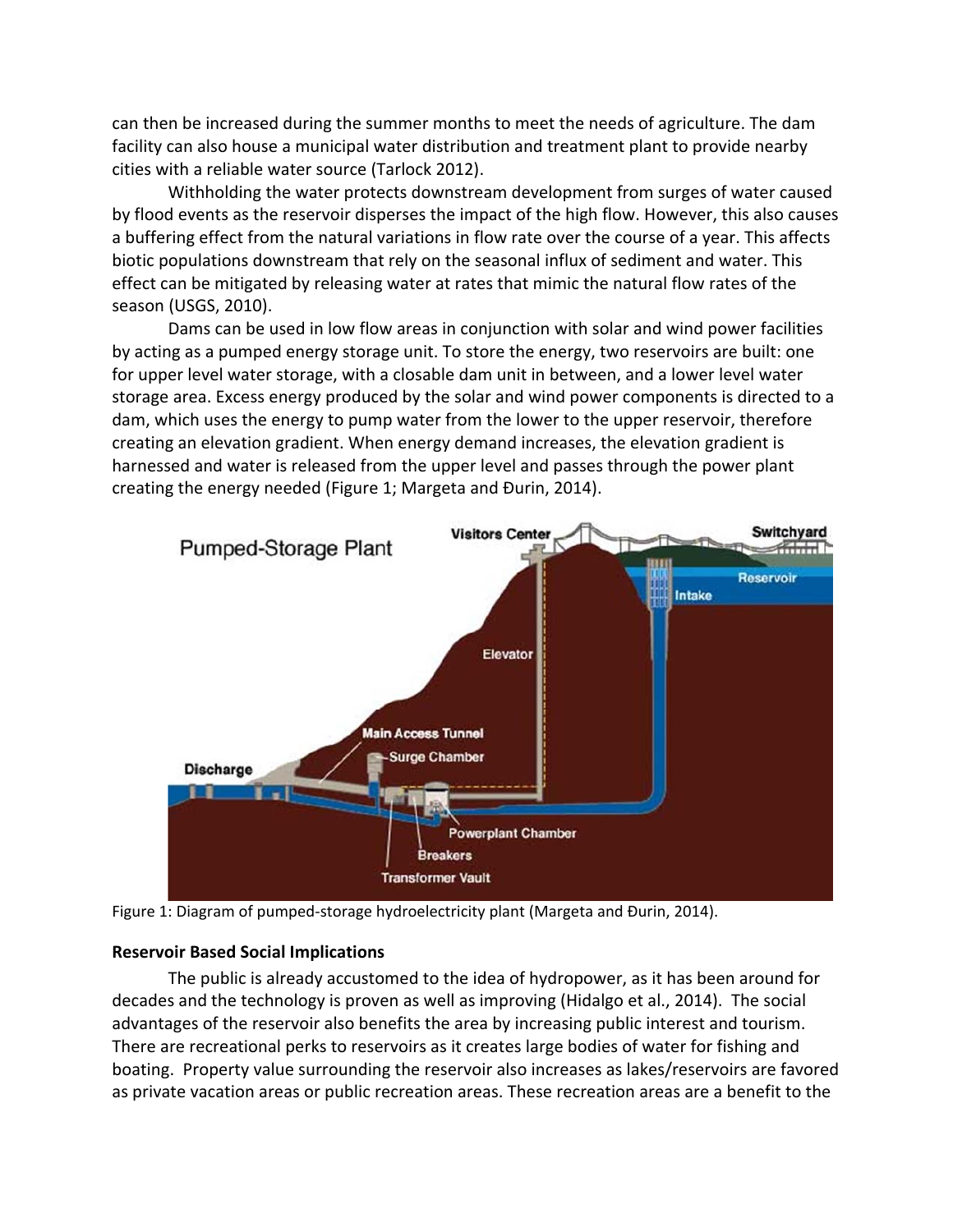can then be increased during the summer months to meet the needs of agriculture. The dam facility can also house a municipal water distribution and treatment plant to provide nearby cities with a reliable water source (Tarlock 2012).

Withholding the water protects downstream development from surges of water caused by flood events as the reservoir disperses the impact of the high flow. However, this also causes a buffering effect from the natural variations in flow rate over the course of a year. This affects biotic populations downstream that rely on the seasonal influx of sediment and water. This effect can be mitigated by releasing water at rates that mimic the natural flow rates of the season (USGS, 2010).

Dams can be used in low flow areas in conjunction with solar and wind power facilities by acting as a pumped energy storage unit. To store the energy, two reservoirs are built: one for upper level water storage, with a closable dam unit in between, and a lower level water storage area. Excess energy produced by the solar and wind power components is directed to a dam, which uses the energy to pump water from the lower to the upper reservoir, therefore creating an elevation gradient. When energy demand increases, the elevation gradient is harnessed and water is released from the upper level and passes through the power plant creating the energy needed (Figure 1; Margeta and Đurin, 2014).

Figure 1: Diagram of pumped-storage hydroelectricity plant (Margeta and Đurin, 2014).

**Reservoir Based Social Implications**

The public is already accustomed to the idea of hydropower, as it has been around for decades and the technology is proven as well as improving (Hidalgo et al., 2014). The social advantages of the reservoir also benefits the area by increasing public interest and tourism. There are recreational perks to reservoirs as it creates large bodies of water for fishing and boating. Property value surrounding the reservoir also increases as lakes/reservoirs are favored as private vacation areas or public recreation areas. These recreation areas are a benefit to the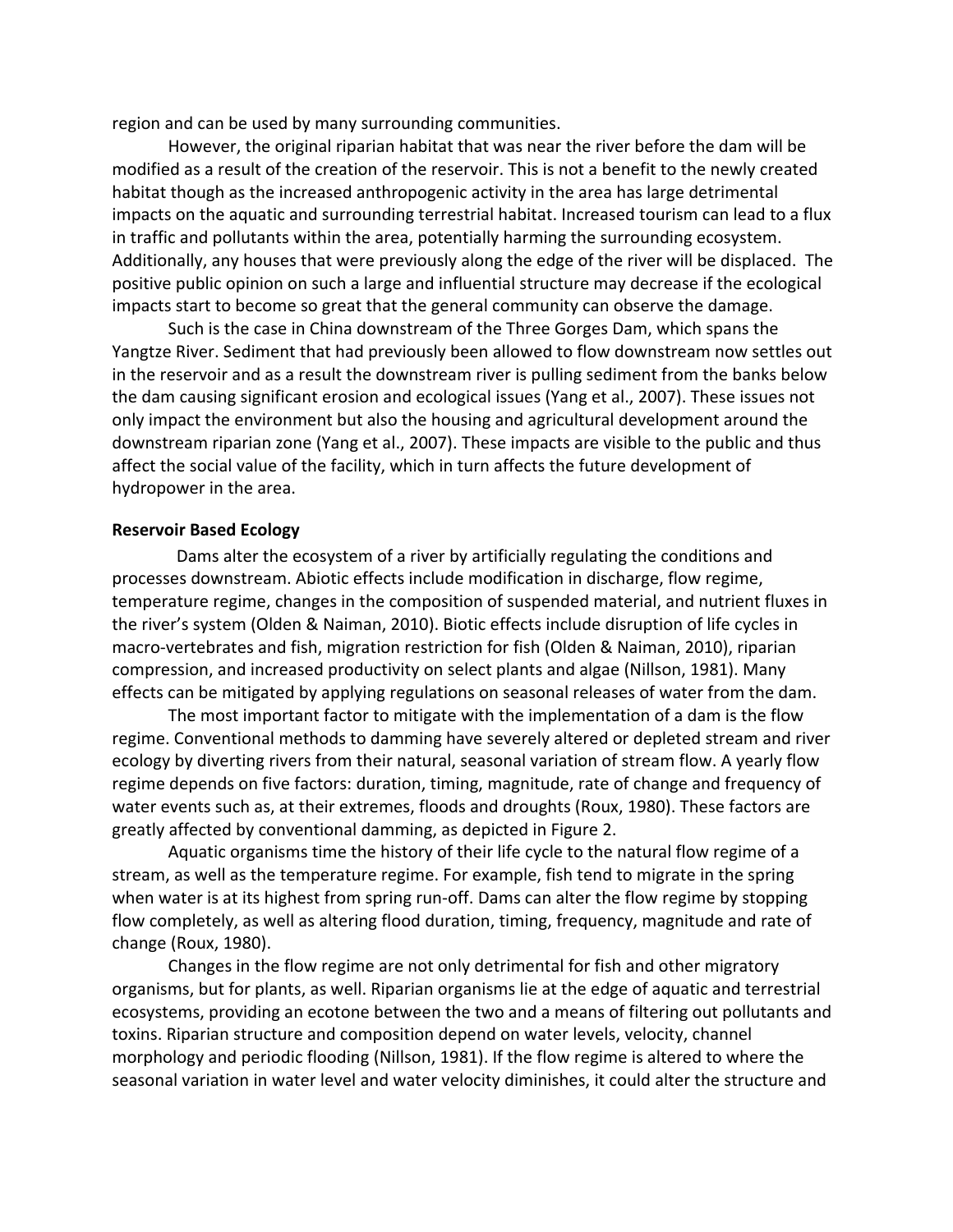region and can be used by many surrounding communities.

However, the original riparian habitat that was near the river before the dam will be modified as a result of the creation of the reservoir. This is not a benefit to the newly created habitat though as the increased anthropogenic activity in the area has large detrimental impacts on the aquatic and surrounding terrestrial habitat. Increased tourism can lead to a flux in traffic and pollutants within the area, potentially harming the surrounding ecosystem. Additionally, any houses that were previously along the edge of the river will be displaced. The positive public opinion on such a large and influential structure may decrease if the ecological impacts start to become so great that the general community can observe the damage.

Such is the case in China downstream of the Three Gorges Dam, which spans the Yangtze River. Sediment that had previously been allowed to flow downstream now settles out in the reservoir and as a result the downstream river is pulling sediment from the banks below the dam causing significant erosion and ecological issues (Yang et al., 2007). These issues not only impact the environment but also the housing and agricultural development around the downstream riparian zone (Yang et al., 2007). These impacts are visible to the public and thus affect the social value of the facility, which in turn affects the future development of hydropower in the area.

**Reservoir Based Ecology**

Dams alter the ecosystem of a river by artificially regulating the conditions and processes downstream. Abiotic effects include modification in discharge, flow regime, temperature regime, changes in the composition of suspended material, and nutrient fluxes in the river's system (Olden & Naiman, 2010). Biotic effects include disruption of life cycles in macro-vertebrates and fish, migration restriction for fish (Olden & Naiman, 2010), riparian compression, and increased productivity on select plants and algae (Nillson, 1981). Many effects can be mitigated by applying regulations on seasonal releases of water from the dam.

The most important factor to mitigate with the implementation of a dam is the flow regime. Conventional methods to damming have severely altered or depleted stream and river ecology by diverting rivers from their natural, seasonal variation of stream flow. A yearly flow regime depends on five factors: duration, timing, magnitude, rate of change and frequency of water events such as, at their extremes, floods and droughts (Roux, 1980). These factors are greatly affected by conventional damming, as depicted in Figure 2.

Aquatic organisms time the history of their life cycle to the natural flow regime of a stream, as well as the temperature regime. For example, fish tend to migrate in the spring when water is at its highest from spring run-off. Dams can alter the flow regime by stopping flow completely, as well as altering flood duration, timing, frequency, magnitude and rate of change (Roux, 1980).

Changes in the flow regime are not only detrimental for fish and other migratory organisms, but for plants, as well. Riparian organisms lie at the edge of aquatic and terrestrial ecosystems, providing an ecotone between the two and a means of filtering out pollutants and toxins. Riparian structure and composition depend on water levels, velocity, channel morphology and periodic flooding (Nillson, 1981). If the flow regime is altered to where the seasonal variation in water level and water velocity diminishes, it could alter the structure and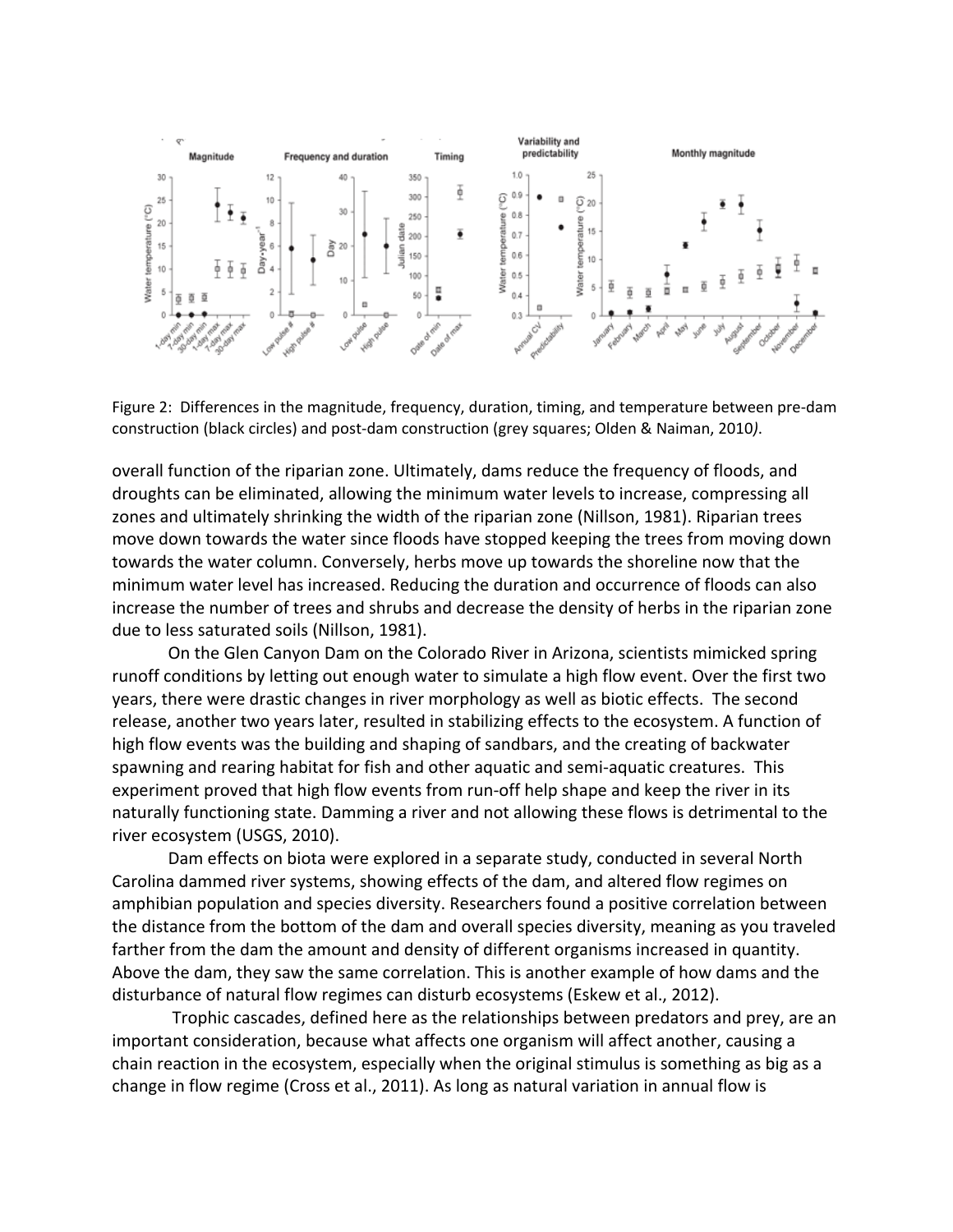Figure 2: Differences in the magnitude, frequency, duration, timing, and temperature between pre-dam construction (black circles) and post-dam construction (grey squares; Olden & Naiman, 2010*)*.

overall function of the riparian zone. Ultimately, dams reduce the frequency of floods, and droughts can be eliminated, allowing the minimum water levels to increase, compressing all zones and ultimately shrinking the width of the riparian zone (Nillson, 1981). Riparian trees move down towards the water since floods have stopped keeping the trees from moving down towards the water column. Conversely, herbs move up towards the shoreline now that the minimum water level has increased. Reducing the duration and occurrence of floods can also increase the number of trees and shrubs and decrease the density of herbs in the riparian zone due to less saturated soils (Nillson, 1981).

On the Glen Canyon Dam on the Colorado River in Arizona, scientists mimicked spring runoff conditions by letting out enough water to simulate a high flow event. Over the first two years, there were drastic changes in river morphology as well as biotic effects. The second release, another two years later, resulted in stabilizing effects to the ecosystem. A function of high flow events was the building and shaping of sandbars, and the creating of backwater spawning and rearing habitat for fish and other aquatic and semi-aquatic creatures. This experiment proved that high flow events from run-off help shape and keep the river in its naturally functioning state. Damming a river and not allowing these flows is detrimental to the river ecosystem (USGS, 2010).

Dam effects on biota were explored in a separate study, conducted in several North Carolina dammed river systems, showing effects of the dam, and altered flow regimes on amphibian population and species diversity. Researchers found a positive correlation between the distance from the bottom of the dam and overall species diversity, meaning as you traveled farther from the dam the amount and density of different organisms increased in quantity. Above the dam, they saw the same correlation. This is another example of how dams and the disturbance of natural flow regimes can disturb ecosystems (Eskew et al., 2012).

Trophic cascades, defined here as the relationships between predators and prey, are an important consideration, because what affects one organism will affect another, causing a chain reaction in the ecosystem, especially when the original stimulus is something as big as a change in flow regime (Cross et al., 2011). As long as natural variation in annual flow is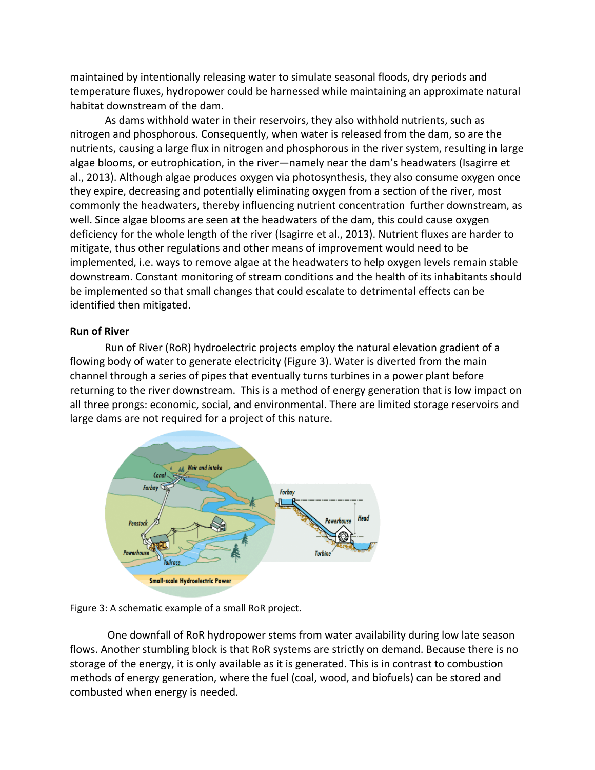maintained by intentionally releasing water to simulate seasonal floods, dry periods and temperature fluxes, hydropower could be harnessed while maintaining an approximate natural habitat downstream of the dam.

As dams withhold water in their reservoirs, they also withhold nutrients, such as nitrogen and phosphorous. Consequently, when water is released from the dam, so are the nutrients, causing a large flux in nitrogen and phosphorous in the river system, resulting in large algae blooms, or eutrophication, in the river—namely near the dam's headwaters (Isagirre et al., 2013). Although algae produces oxygen via photosynthesis, they also consume oxygen once they expire, decreasing and potentially eliminating oxygen from a section of the river, most commonly the headwaters, thereby influencing nutrient concentration further downstream, as well. Since algae blooms are seen at the headwaters of the dam, this could cause oxygen deficiency for the whole length of the river (Isagirre et al., 2013). Nutrient fluxes are harder to mitigate, thus other regulations and other means of improvement would need to be implemented, i.e. ways to remove algae at the headwaters to help oxygen levels remain stable downstream. Constant monitoring of stream conditions and the health of its inhabitants should be implemented so that small changes that could escalate to detrimental effects can be identified then mitigated.

**Run of River**

Run of River (RoR) hydroelectric projects employ the natural elevation gradient of a flowing body of water to generate electricity (Figure 3). Water is diverted from the main channel through a series of pipes that eventually turns turbines in a power plant before returning to the river downstream. This is a method of energy generation that is low impact on all three prongs: economic, social, and environmental. There are limited storage reservoirs and large dams are not required for a project of this nature.

Figure 3: A schematic example of a small RoR project.

One downfall of RoR hydropower stems from water availability during low late season flows. Another stumbling block is that RoR systems are strictly on demand. Because there is no storage of the energy, it is only available as it is generated. This is in contrast to combustion methods of energy generation, where the fuel (coal, wood, and biofuels) can be stored and combusted when energy is needed.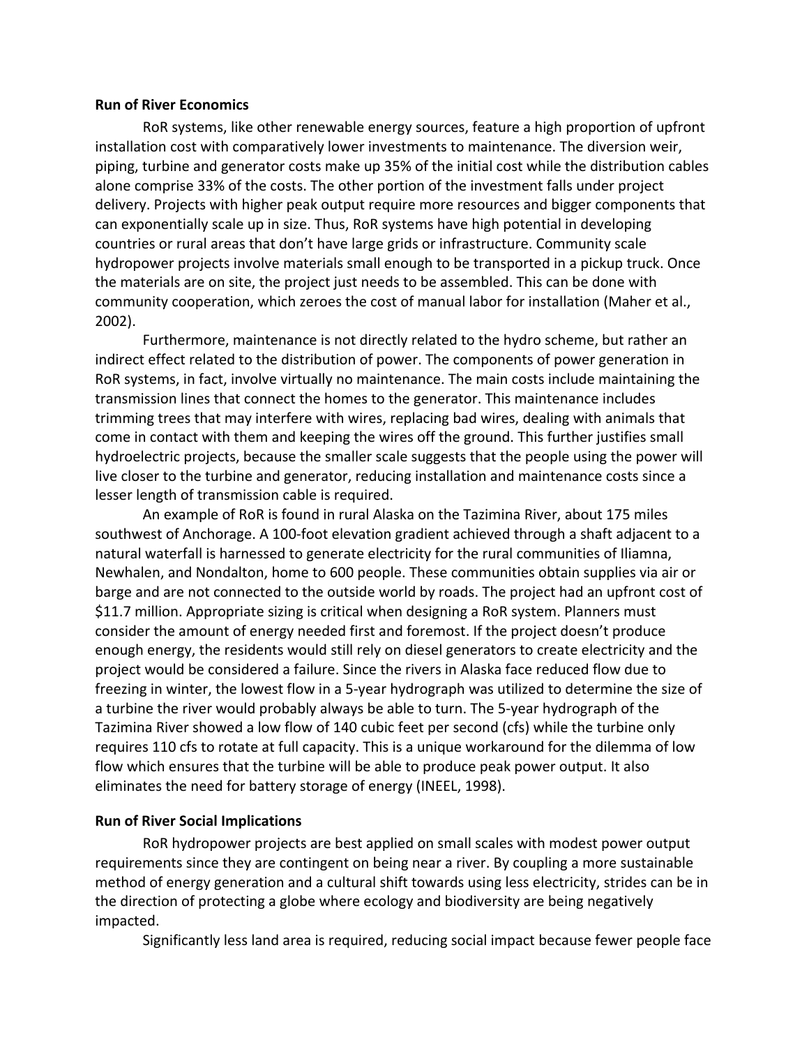**Run of River Economics**

RoR systems, like other renewable energy sources, feature a high proportion of upfront installation cost with comparatively lower investments to maintenance. The diversion weir, piping, turbine and generator costs make up 35% of the initial cost while the distribution cables alone comprise 33% of the costs. The other portion of the investment falls under project delivery. Projects with higher peak output require more resources and bigger components that can exponentially scale up in size. Thus, RoR systems have high potential in developing countries or rural areas that don't have large grids or infrastructure. Community scale hydropower projects involve materials small enough to be transported in a pickup truck. Once the materials are on site, the project just needs to be assembled. This can be done with community cooperation, which zeroes the cost of manual labor for installation (Maher et al., 2002).

Furthermore, maintenance is not directly related to the hydro scheme, but rather an indirect effect related to the distribution of power. The components of power generation in RoR systems, in fact, involve virtually no maintenance. The main costs include maintaining the transmission lines that connect the homes to the generator. This maintenance includes trimming trees that may interfere with wires, replacing bad wires, dealing with animals that come in contact with them and keeping the wires off the ground. This further justifies small hydroelectric projects, because the smaller scale suggests that the people using the power will live closer to the turbine and generator, reducing installation and maintenance costs since a lesser length of transmission cable is required.

An example of RoR is found in rural Alaska on the Tazimina River, about 175 miles southwest of Anchorage. A 100-foot elevation gradient achieved through a shaft adjacent to a natural waterfall is harnessed to generate electricity for the rural communities of Iliamna, Newhalen, and Nondalton, home to 600 people. These communities obtain supplies via air or barge and are not connected to the outside world by roads. The project had an upfront cost of $11.7 million. Appropriate sizing is critical when designing a RoR system. Planners must consider the amount of energy needed first and foremost. If the project doesn't produce enough energy, the residents would still rely on diesel generators to create electricity and the project would be considered a failure. Since the rivers in Alaska face reduced flow due to freezing in winter, the lowest flow in a 5-year hydrograph was utilized to determine the size of a turbine the river would probably always be able to turn. The 5-year hydrograph of the Tazimina River showed a low flow of 140 cubic feet per second (cfs) while the turbine only requires 110 cfs to rotate at full capacity. This is a unique workaround for the dilemma of low flow which ensures that the turbine will be able to produce peak power output. It also eliminates the need for battery storage of energy (INEEL, 1998).

**Run of River Social Implications**

RoR hydropower projects are best applied on small scales with modest power output requirements since they are contingent on being near a river. By coupling a more sustainable method of energy generation and a cultural shift towards using less electricity, strides can be in the direction of protecting a globe where ecology and biodiversity are being negatively impacted.

Significantly less land area is required, reducing social impact because fewer people face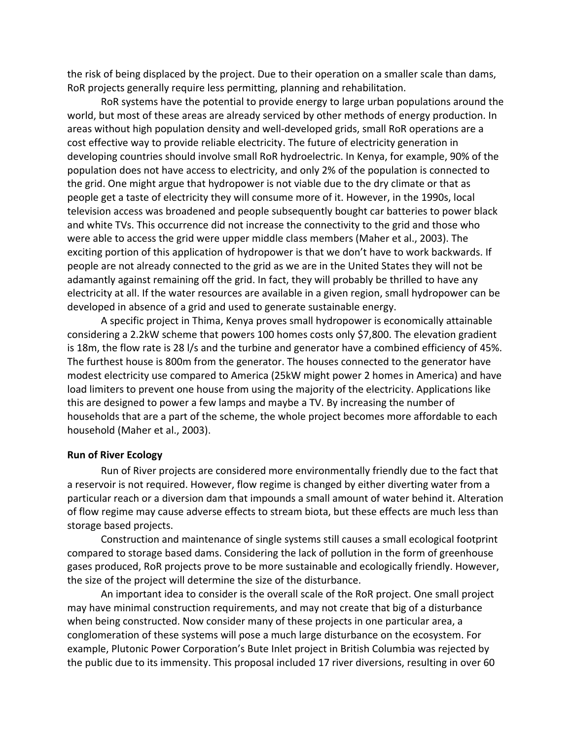the risk of being displaced by the project. Due to their operation on a smaller scale than dams, RoR projects generally require less permitting, planning and rehabilitation.

RoR systems have the potential to provide energy to large urban populations around the world, but most of these areas are already serviced by other methods of energy production. In areas without high population density and well-developed grids, small RoR operations are a cost effective way to provide reliable electricity. The future of electricity generation in developing countries should involve small RoR hydroelectric. In Kenya, for example, 90% of the population does not have access to electricity, and only 2% of the population is connected to the grid. One might argue that hydropower is not viable due to the dry climate or that as people get a taste of electricity they will consume more of it. However, in the 1990s, local television access was broadened and people subsequently bought car batteries to power black and white TVs. This occurrence did not increase the connectivity to the grid and those who were able to access the grid were upper middle class members (Maher et al., 2003). The exciting portion of this application of hydropower is that we don't have to work backwards. If people are not already connected to the grid as we are in the United States they will not be adamantly against remaining off the grid. In fact, they will probably be thrilled to have any electricity at all. If the water resources are available in a given region, small hydropower can be developed in absence of a grid and used to generate sustainable energy.

A specific project in Thima, Kenya proves small hydropower is economically attainable considering a 2.2kW scheme that powers 100 homes costs only $7,800. The elevation gradient is 18m, the flow rate is 28 l/s and the turbine and generator have a combined efficiency of 45%. The furthest house is 800m from the generator. The houses connected to the generator have modest electricity use compared to America (25kW might power 2 homes in America) and have load limiters to prevent one house from using the majority of the electricity. Applications like this are designed to power a few lamps and maybe a TV. By increasing the number of households that are a part of the scheme, the whole project becomes more affordable to each household (Maher et al., 2003).

**Run of River Ecology**

Run of River projects are considered more environmentally friendly due to the fact that a reservoir is not required. However, flow regime is changed by either diverting water from a particular reach or a diversion dam that impounds a small amount of water behind it. Alteration of flow regime may cause adverse effects to stream biota, but these effects are much less than storage based projects.

Construction and maintenance of single systems still causes a small ecological footprint compared to storage based dams. Considering the lack of pollution in the form of greenhouse gases produced, RoR projects prove to be more sustainable and ecologically friendly. However, the size of the project will determine the size of the disturbance.

An important idea to consider is the overall scale of the RoR project. One small project may have minimal construction requirements, and may not create that big of a disturbance when being constructed. Now consider many of these projects in one particular area, a conglomeration of these systems will pose a much large disturbance on the ecosystem. For example, Plutonic Power Corporation's Bute Inlet project in British Columbia was rejected by the public due to its immensity. This proposal included 17 river diversions, resulting in over 60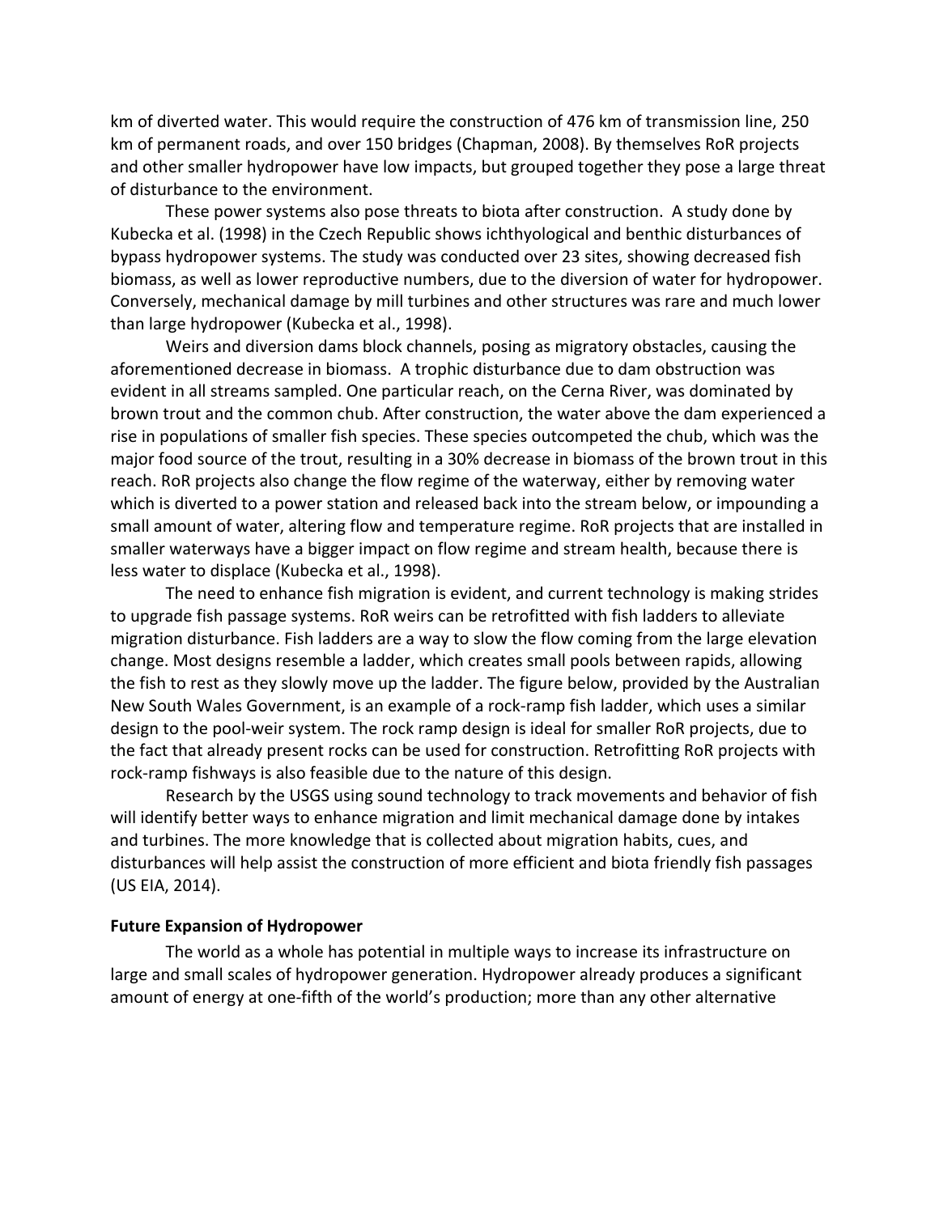km of diverted water. This would require the construction of 476 km of transmission line, 250 km of permanent roads, and over 150 bridges (Chapman, 2008). By themselves RoR projects and other smaller hydropower have low impacts, but grouped together they pose a large threat of disturbance to the environment.

These power systems also pose threats to biota after construction. A study done by Kubecka et al. (1998) in the Czech Republic shows ichthyological and benthic disturbances of bypass hydropower systems. The study was conducted over 23 sites, showing decreased fish biomass, as well as lower reproductive numbers, due to the diversion of water for hydropower. Conversely, mechanical damage by mill turbines and other structures was rare and much lower than large hydropower (Kubecka et al., 1998).

Weirs and diversion dams block channels, posing as migratory obstacles, causing the aforementioned decrease in biomass. A trophic disturbance due to dam obstruction was evident in all streams sampled. One particular reach, on the Cerna River, was dominated by brown trout and the common chub. After construction, the water above the dam experienced a rise in populations of smaller fish species. These species outcompeted the chub, which was the major food source of the trout, resulting in a 30% decrease in biomass of the brown trout in this reach. RoR projects also change the flow regime of the waterway, either by removing water which is diverted to a power station and released back into the stream below, or impounding a small amount of water, altering flow and temperature regime. RoR projects that are installed in smaller waterways have a bigger impact on flow regime and stream health, because there is less water to displace (Kubecka et al., 1998).

The need to enhance fish migration is evident, and current technology is making strides to upgrade fish passage systems. RoR weirs can be retrofitted with fish ladders to alleviate migration disturbance. Fish ladders are a way to slow the flow coming from the large elevation change. Most designs resemble a ladder, which creates small pools between rapids, allowing the fish to rest as they slowly move up the ladder. The figure below, provided by the Australian New South Wales Government, is an example of a rock-ramp fish ladder, which uses a similar design to the pool-weir system. The rock ramp design is ideal for smaller RoR projects, due to the fact that already present rocks can be used for construction. Retrofitting RoR projects with rock-ramp fishways is also feasible due to the nature of this design.

Research by the USGS using sound technology to track movements and behavior of fish will identify better ways to enhance migration and limit mechanical damage done by intakes and turbines. The more knowledge that is collected about migration habits, cues, and disturbances will help assist the construction of more efficient and biota friendly fish passages (US EIA, 2014).

**Future Expansion of Hydropower**

The world as a whole has potential in multiple ways to increase its infrastructure on large and small scales of hydropower generation. Hydropower already produces a significant amount of energy at one-fifth of the world's production; more than any other alternative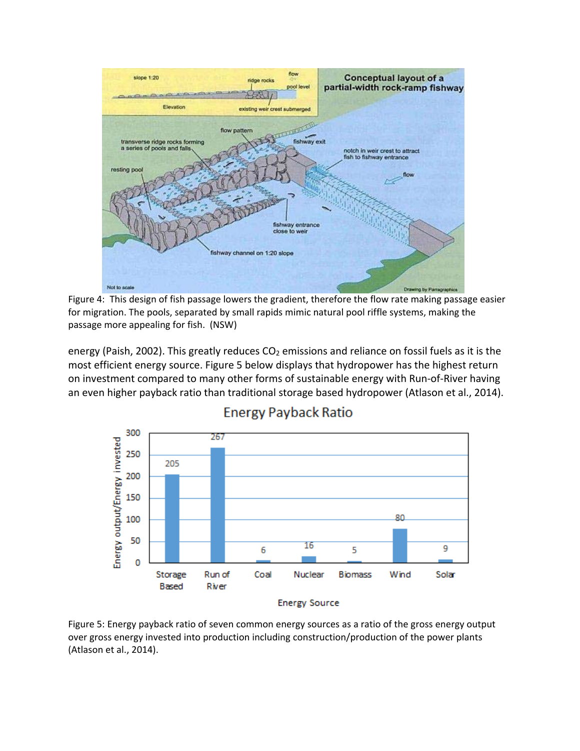Figure 4: This design of fish passage lowers the gradient, therefore the flow rate making passage easier for migration. The pools, separated by small rapids mimic natural pool riffle systems, making the passage more appealing for fish. (NSW)

energy (Paish, 2002). This greatly reduces $CO_2$ emissions and reliance on fossil fuels as it is the most efficient energy source. Figure 5 below displays that hydropower has the highest return on investment compared to many other forms of sustainable energy with Run-of-River having an even higher payback ratio than traditional storage based hydropower (Atlason et al., 2014).

Figure 5: Energy payback ratio of seven common energy sources as a ratio of the gross energy output over gross energy invested into production including construction/production of the power plants (Atlason et al., 2014).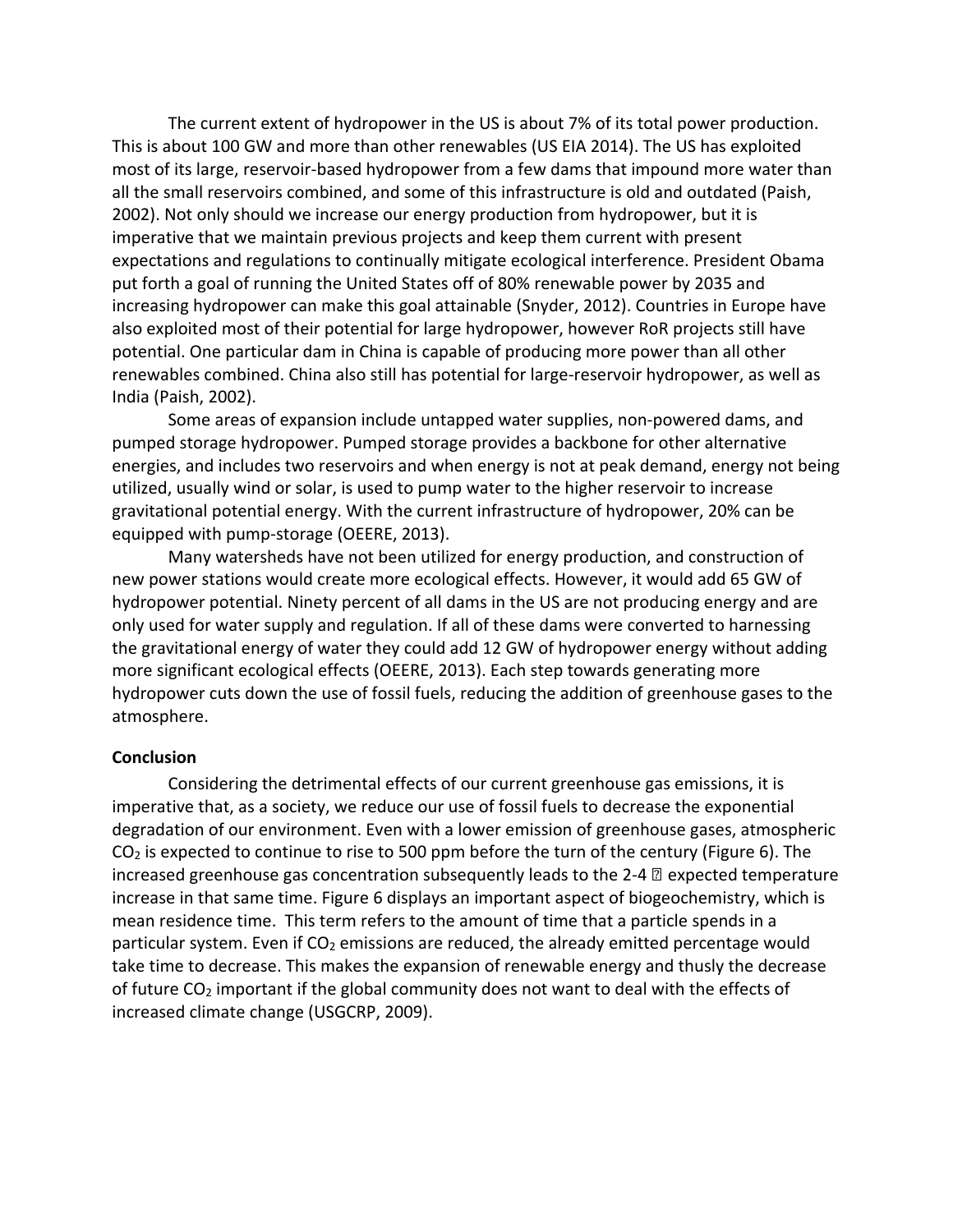The current extent of hydropower in the US is about 7% of its total power production. This is about 100 GW and more than other renewables (US EIA 2014). The US has exploited most of its large, reservoir-based hydropower from a few dams that impound more water than all the small reservoirs combined, and some of this infrastructure is old and outdated (Paish, 2002). Not only should we increase our energy production from hydropower, but it is imperative that we maintain previous projects and keep them current with present expectations and regulations to continually mitigate ecological interference. President Obama put forth a goal of running the United States off of 80% renewable power by 2035 and increasing hydropower can make this goal attainable (Snyder, 2012). Countries in Europe have also exploited most of their potential for large hydropower, however RoR projects still have potential. One particular dam in China is capable of producing more power than all other renewables combined. China also still has potential for large-reservoir hydropower, as well as India (Paish, 2002).

Some areas of expansion include untapped water supplies, non-powered dams, and pumped storage hydropower. Pumped storage provides a backbone for other alternative energies, and includes two reservoirs and when energy is not at peak demand, energy not being utilized, usually wind or solar, is used to pump water to the higher reservoir to increase gravitational potential energy. With the current infrastructure of hydropower, 20% can be equipped with pump-storage (OEERE, 2013).

Many watersheds have not been utilized for energy production, and construction of new power stations would create more ecological effects. However, it would add 65 GW of hydropower potential. Ninety percent of all dams in the US are not producing energy and are only used for water supply and regulation. If all of these dams were converted to harnessing the gravitational energy of water they could add 12 GW of hydropower energy without adding more significant ecological effects (OEERE, 2013). Each step towards generating more hydropower cuts down the use of fossil fuels, reducing the addition of greenhouse gases to the atmosphere.

**Conclusion**

Considering the detrimental effects of our current greenhouse gas emissions, it is imperative that, as a society, we reduce our use of fossil fuels to decrease the exponential degradation of our environment. Even with a lower emission of greenhouse gases, atmospheric $CO_2$ is expected to continue to rise to 500 ppm before the turn of the century (Figure 6). The increased greenhouse gas concentration subsequently leads to the 2-4 � expected temperature increase in that same time. Figure 6 displays an important aspect of biogeochemistry, which is mean residence time. This term refers to the amount of time that a particle spends in a particular system. Even if $CO_2$ emissions are reduced, the already emitted percentage would take time to decrease. This makes the expansion of renewable energy and thusly the decrease of future $CO_2$ important if the global community does not want to deal with the effects of increased climate change (USGCRP, 2009).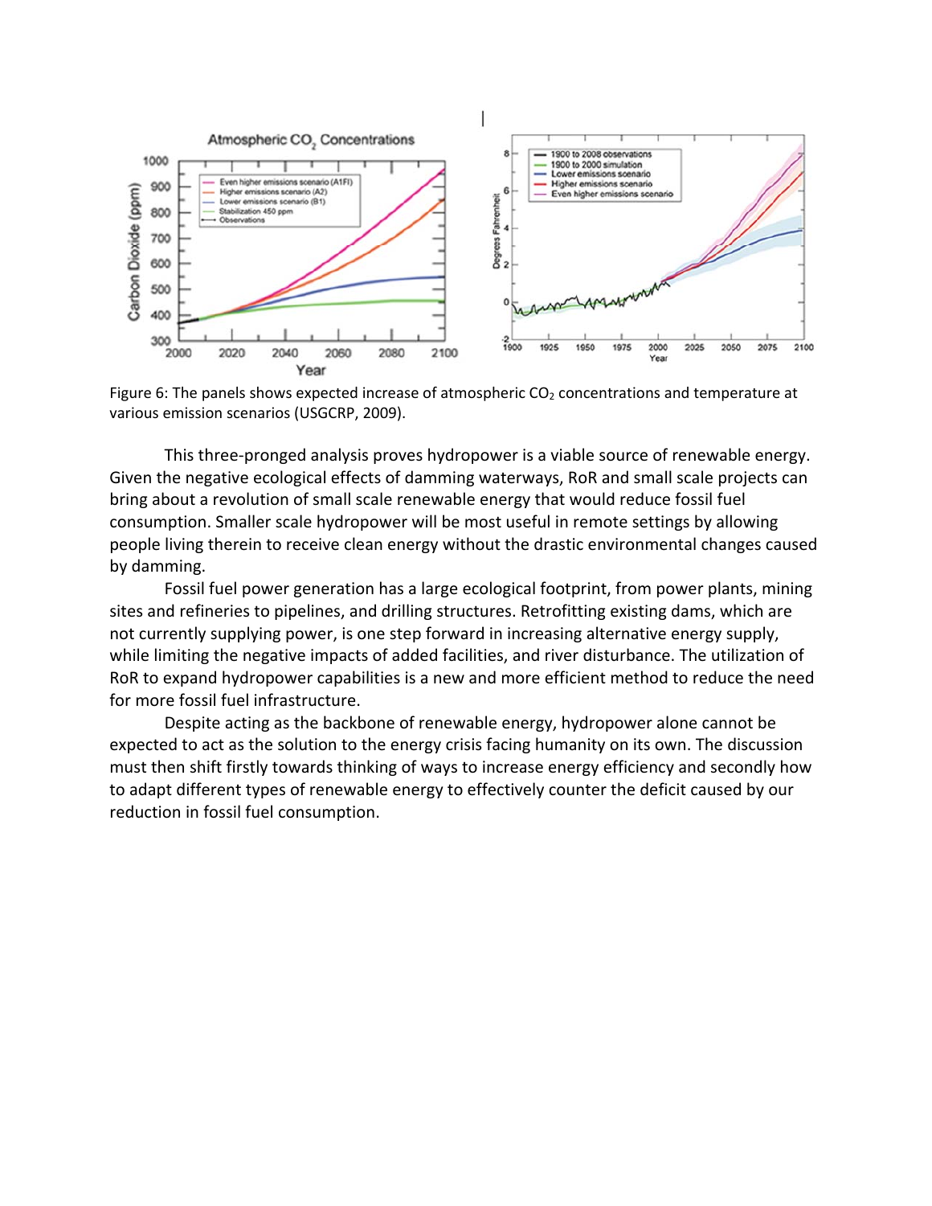Figure 6: The panels shows expected increase of atmospheric $CO_2$ concentrations and temperature at various emission scenarios (USGCRP, 2009).

This three-pronged analysis proves hydropower is a viable source of renewable energy. Given the negative ecological effects of damming waterways, RoR and small scale projects can bring about a revolution of small scale renewable energy that would reduce fossil fuel consumption. Smaller scale hydropower will be most useful in remote settings by allowing people living therein to receive clean energy without the drastic environmental changes caused by damming.

Fossil fuel power generation has a large ecological footprint, from power plants, mining sites and refineries to pipelines, and drilling structures. Retrofitting existing dams, which are not currently supplying power, is one step forward in increasing alternative energy supply, while limiting the negative impacts of added facilities, and river disturbance. The utilization of RoR to expand hydropower capabilities is a new and more efficient method to reduce the need for more fossil fuel infrastructure.

Despite acting as the backbone of renewable energy, hydropower alone cannot be expected to act as the solution to the energy crisis facing humanity on its own. The discussion must then shift firstly towards thinking of ways to increase energy efficiency and secondly how to adapt different types of renewable energy to effectively counter the deficit caused by our reduction in fossil fuel consumption.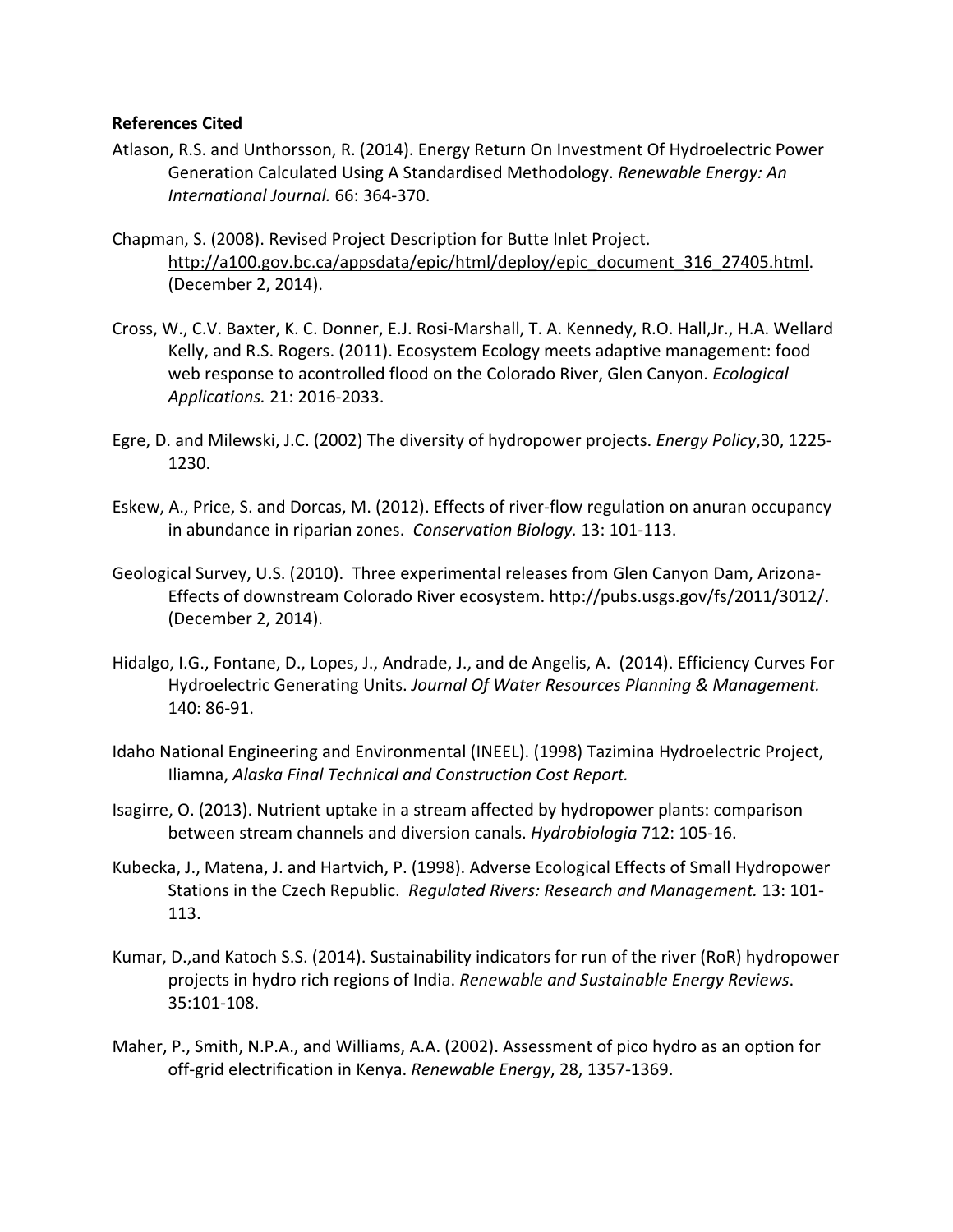**References Cited**

Atlason, R.S. and Unthorsson, R. (2014). Energy Return On Investment Of Hydroelectric Power Generation Calculated Using A Standardised Methodology. *Renewable Energy: An International Journal.* 66: 364-370.

Chapman, S. (2008). Revised Project Description for Butte Inlet Project. http://a100.gov.bc.ca/appsdata/epic/html/deploy/epic_document_316_27405.html. (December 2, 2014).

Cross, W., C.V. Baxter, K. C. Donner, E.J. Rosi-Marshall, T. A. Kennedy, R.O. Hall,Jr., H.A. Wellard Kelly, and R.S. Rogers. (2011). Ecosystem Ecology meets adaptive management: food web response to acontrolled flood on the Colorado River, Glen Canyon. *Ecological Applications.* 21: 2016-2033.

Egre, D. and Milewski, J.C. (2002) The diversity of hydropower projects. *Energy Policy*,30, 1225-1230.

Eskew, A., Price, S. and Dorcas, M. (2012). Effects of river-flow regulation on anuran occupancy in abundance in riparian zones. *Conservation Biology.* 13: 101-113.

Geological Survey, U.S. (2010). Three experimental releases from Glen Canyon Dam, Arizona- Effects of downstream Colorado River ecosystem. http://pubs.usgs.gov/fs/2011/3012/. (December 2, 2014).

Hidalgo, I.G., Fontane, D., Lopes, J., Andrade, J., and de Angelis, A. (2014). Efficiency Curves For Hydroelectric Generating Units. *Journal Of Water Resources Planning & Management.* 140: 86-91.

Idaho National Engineering and Environmental (INEEL). (1998) Tazimina Hydroelectric Project, Iliamna, *Alaska Final Technical and Construction Cost Report.*

Isagirre, O. (2013). Nutrient uptake in a stream affected by hydropower plants: comparison between stream channels and diversion canals. *Hydrobiologia* 712: 105-16.

Kubecka, J., Matena, J. and Hartvich, P. (1998). Adverse Ecological Effects of Small Hydropower Stations in the Czech Republic. *Regulated Rivers: Research and Management.* 13: 101-113.

Kumar, D.,and Katoch S.S. (2014). Sustainability indicators for run of the river (RoR) hydropower projects in hydro rich regions of India. *Renewable and Sustainable Energy Reviews*. 35:101-108.

Maher, P., Smith, N.P.A., and Williams, A.A. (2002). Assessment of pico hydro as an option for off-grid electrification in Kenya. *Renewable Energy*, 28, 1357-1369.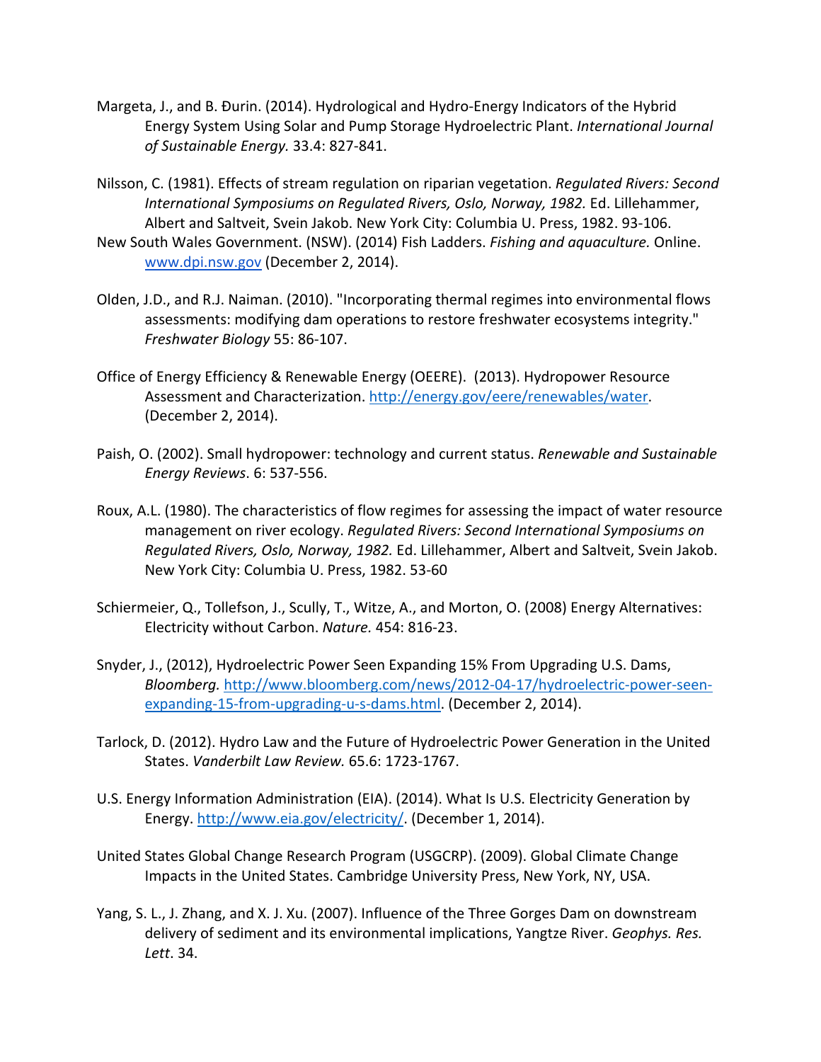Margeta, J., and B. Đurin. (2014). Hydrological and Hydro-Energy Indicators of the Hybrid Energy System Using Solar and Pump Storage Hydroelectric Plant. *International Journal of Sustainable Energy.* 33.4: 827-841.

Nilsson, C. (1981). Effects of stream regulation on riparian vegetation. *Regulated Rivers: Second International Symposiums on Regulated Rivers, Oslo, Norway, 1982.* Ed. Lillehammer, Albert and Saltveit, Svein Jakob. New York City: Columbia U. Press, 1982. 93-106.

New South Wales Government. (NSW). (2014) Fish Ladders. *Fishing and aquaculture.* Online. www.dpi.nsw.gov (December 2, 2014).

Olden, J.D., and R.J. Naiman. (2010). "Incorporating thermal regimes into environmental flows assessments: modifying dam operations to restore freshwater ecosystems integrity." *Freshwater Biology* 55: 86-107.

Office of Energy Efficiency & Renewable Energy (OEERE). (2013). Hydropower Resource Assessment and Characterization. http://energy.gov/eere/renewables/water. (December 2, 2014).

Paish, O. (2002). Small hydropower: technology and current status. *Renewable and Sustainable Energy Reviews*. 6: 537-556.

Roux, A.L. (1980). The characteristics of flow regimes for assessing the impact of water resource management on river ecology. *Regulated Rivers: Second International Symposiums on Regulated Rivers, Oslo, Norway, 1982.* Ed. Lillehammer, Albert and Saltveit, Svein Jakob. New York City: Columbia U. Press, 1982. 53-60

Schiermeier, Q., Tollefson, J., Scully, T., Witze, A., and Morton, O. (2008) Energy Alternatives: Electricity without Carbon. *Nature.* 454: 816-23.

Snyder, J., (2012), Hydroelectric Power Seen Expanding 15% From Upgrading U.S. Dams, *Bloomberg.* http://www.bloomberg.com/news/2012-04-17/hydroelectric-power-seen-expanding-15-from-upgrading-u-s-dams.html. (December 2, 2014).

Tarlock, D. (2012). Hydro Law and the Future of Hydroelectric Power Generation in the United States. *Vanderbilt Law Review.* 65.6: 1723-1767.

U.S. Energy Information Administration (EIA). (2014). What Is U.S. Electricity Generation by Energy. http://www.eia.gov/electricity/. (December 1, 2014).

United States Global Change Research Program (USGCRP). (2009). Global Climate Change Impacts in the United States. Cambridge University Press, New York, NY, USA.

Yang, S. L., J. Zhang, and X. J. Xu. (2007). Influence of the Three Gorges Dam on downstream delivery of sediment and its environmental implications, Yangtze River. *Geophys. Res. Lett*. 34.